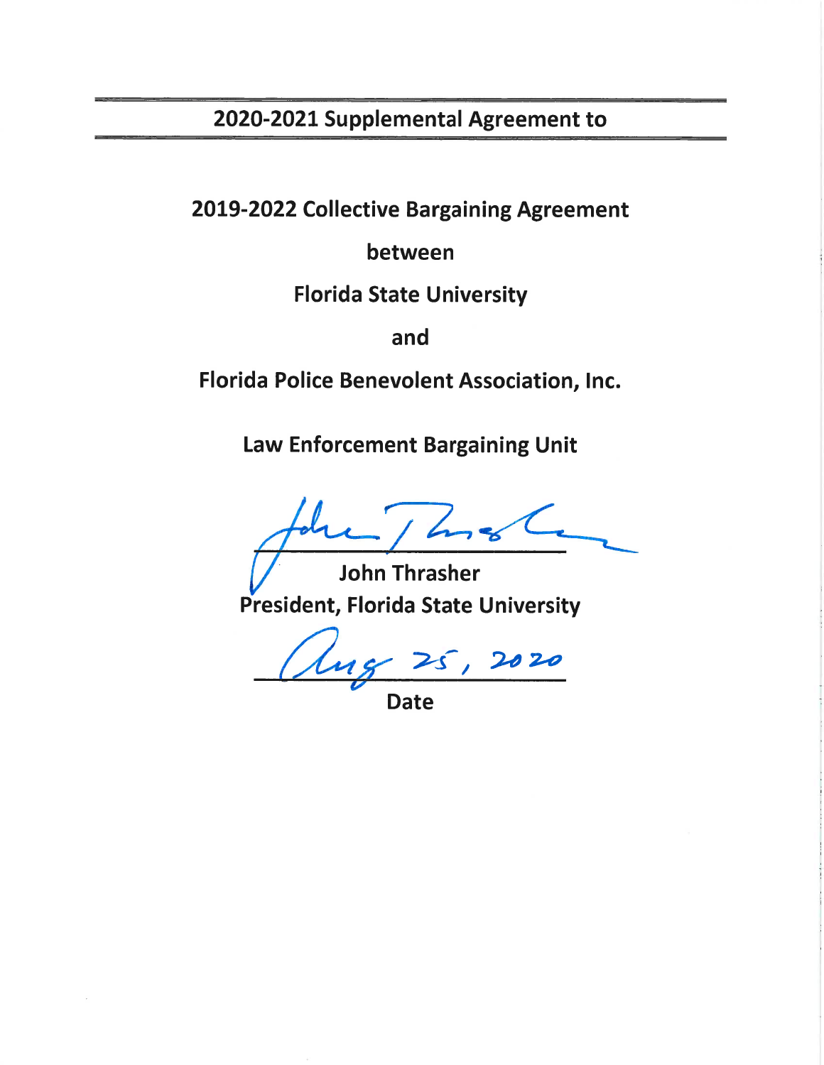# 2020-2021 Supplemental Agreement to

## 2019-2022 Collective Bargaining Agreement

**between**

**Florida State University**

**and**

**Florida Police Benevolent Association, Inc.**

**Law Enforcement Bargaining Unit**

John Thrasher
President, Florida State University

Aug 25, 2020
Date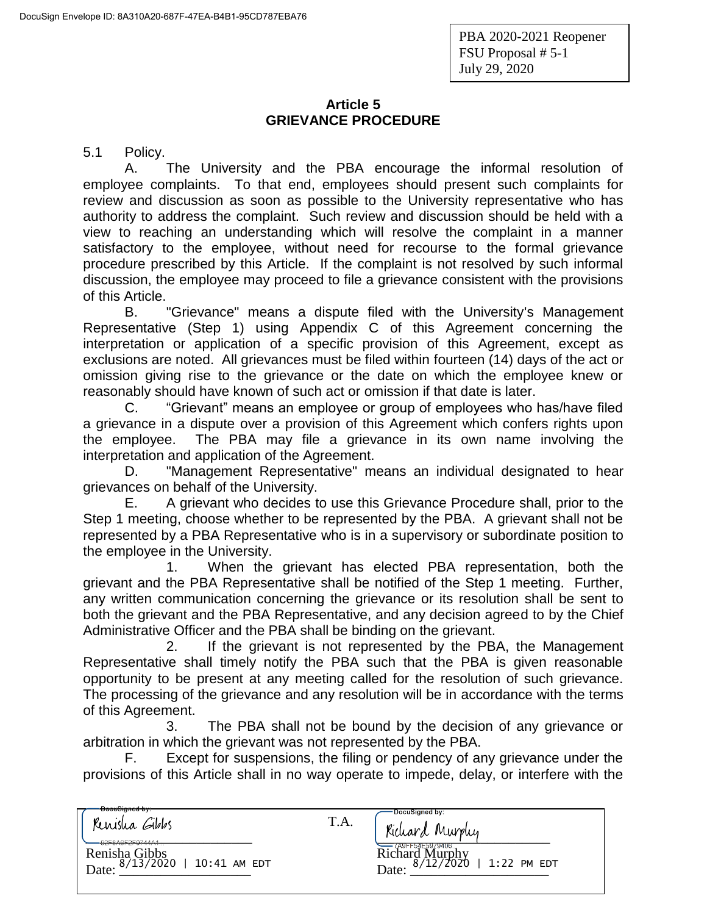PBA 2020-2021 Reopener
FSU Proposal # 5-1
July 29, 2020

## Article 5
## GRIEVANCE PROCEDURE

5.1 Policy.

A. The University and the PBA encourage the informal resolution of employee complaints. To that end, employees should present such complaints for review and discussion as soon as possible to the University representative who has authority to address the complaint. Such review and discussion should be held with a view to reaching an understanding which will resolve the complaint in a manner satisfactory to the employee, without need for recourse to the formal grievance procedure prescribed by this Article. If the complaint is not resolved by such informal discussion, the employee may proceed to file a grievance consistent with the provisions of this Article.

B. "Grievance" means a dispute filed with the University's Management Representative (Step 1) using Appendix C of this Agreement concerning the interpretation or application of a specific provision of this Agreement, except as exclusions are noted. All grievances must be filed within fourteen (14) days of the act or omission giving rise to the grievance or the date on which the employee knew or reasonably should have known of such act or omission if that date is later.

C. "Grievant" means an employee or group of employees who has/have filed a grievance in a dispute over a provision of this Agreement which confers rights upon the employee. The PBA may file a grievance in its own name involving the interpretation and application of the Agreement.

D. "Management Representative" means an individual designated to hear grievances on behalf of the University.

E. A grievant who decides to use this Grievance Procedure shall, prior to the Step 1 meeting, choose whether to be represented by the PBA. A grievant shall not be represented by a PBA Representative who is in a supervisory or subordinate position to the employee in the University.

1. When the grievant has elected PBA representation, both the grievant and the PBA Representative shall be notified of the Step 1 meeting. Further, any written communication concerning the grievance or its resolution shall be sent to both the grievant and the PBA Representative, and any decision agreed to by the Chief Administrative Officer and the PBA shall be binding on the grievant.

2. If the grievant is not represented by the PBA, the Management Representative shall timely notify the PBA such that the PBA is given reasonable opportunity to be present at any meeting called for the resolution of such grievance. The processing of the grievance and any resolution will be in accordance with the terms of this Agreement.

3. The PBA shall not be bound by the decision of any grievance or arbitration in which the grievant was not represented by the PBA.

F. Except for suspensions, the filing or pendency of any grievance under the provisions of this Article shall in no way operate to impede, delay, or interfere with the

| | T.A. | |
|---|---|---|
| Renisha Gibbs | | Richard Murphy |
| Date: 8/13/2020 \| 10:41 AM EDT | | Date: 8/12/2020 \| 1:22 PM EDT |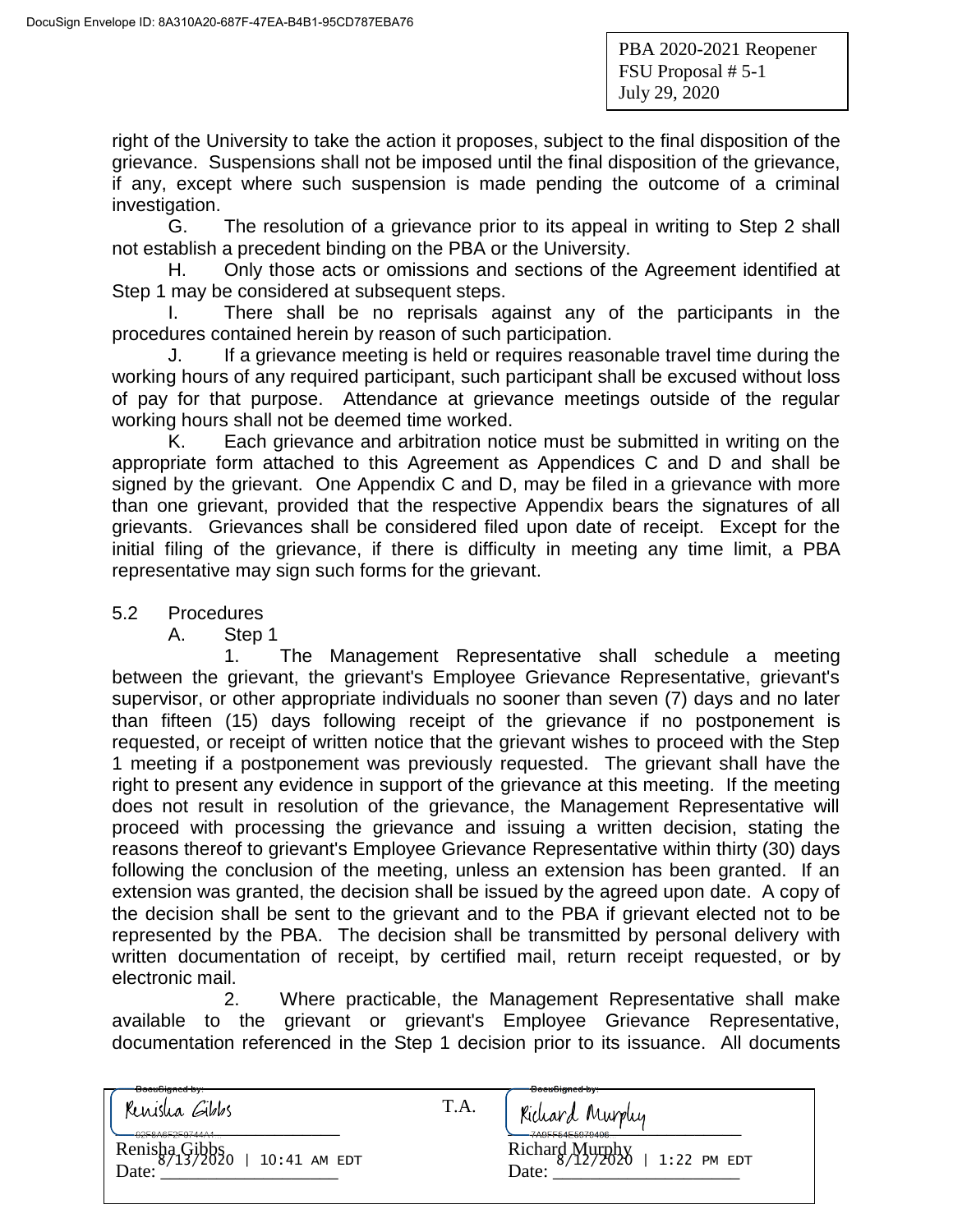right of the University to take the action it proposes, subject to the final disposition of the grievance. Suspensions shall not be imposed until the final disposition of the grievance, if any, except where such suspension is made pending the outcome of a criminal investigation.

G. The resolution of a grievance prior to its appeal in writing to Step 2 shall not establish a precedent binding on the PBA or the University.

H. Only those acts or omissions and sections of the Agreement identified at Step 1 may be considered at subsequent steps.

I. There shall be no reprisals against any of the participants in the procedures contained herein by reason of such participation.

J. If a grievance meeting is held or requires reasonable travel time during the working hours of any required participant, such participant shall be excused without loss of pay for that purpose. Attendance at grievance meetings outside of the regular working hours shall not be deemed time worked.

K. Each grievance and arbitration notice must be submitted in writing on the appropriate form attached to this Agreement as Appendices C and D and shall be signed by the grievant. One Appendix C and D, may be filed in a grievance with more than one grievant, provided that the respective Appendix bears the signatures of all grievants. Grievances shall be considered filed upon date of receipt. Except for the initial filing of the grievance, if there is difficulty in meeting any time limit, a PBA representative may sign such forms for the grievant.

5.2 Procedures

A. Step 1

1. The Management Representative shall schedule a meeting between the grievant, the grievant's Employee Grievance Representative, grievant's supervisor, or other appropriate individuals no sooner than seven (7) days and no later than fifteen (15) days following receipt of the grievance if no postponement is requested, or receipt of written notice that the grievant wishes to proceed with the Step 1 meeting if a postponement was previously requested. The grievant shall have the right to present any evidence in support of the grievance at this meeting. If the meeting does not result in resolution of the grievance, the Management Representative will proceed with processing the grievance and issuing a written decision, stating the reasons thereof to grievant's Employee Grievance Representative within thirty (30) days following the conclusion of the meeting, unless an extension has been granted. If an extension was granted, the decision shall be issued by the agreed upon date. A copy of the decision shall be sent to the grievant and to the PBA if grievant elected not to be represented by the PBA. The decision shall be transmitted by personal delivery with written documentation of receipt, by certified mail, return receipt requested, or by electronic mail.

2. Where practicable, the Management Representative shall make available to the grievant or grievant's Employee Grievance Representative, documentation referenced in the Step 1 decision prior to its issuance. All documents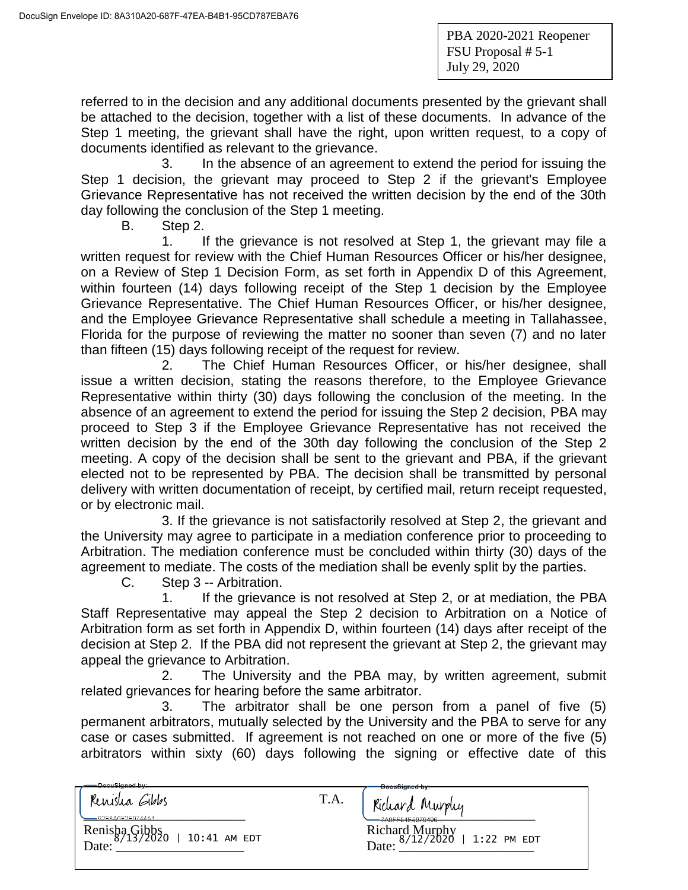PBA 2020-2021 Reopener
FSU Proposal # 5-1
July 29, 2020

referred to in the decision and any additional documents presented by the grievant shall be attached to the decision, together with a list of these documents. In advance of the Step 1 meeting, the grievant shall have the right, upon written request, to a copy of documents identified as relevant to the grievance.

3. In the absence of an agreement to extend the period for issuing the Step 1 decision, the grievant may proceed to Step 2 if the grievant's Employee Grievance Representative has not received the written decision by the end of the 30th day following the conclusion of the Step 1 meeting.

B. Step 2.

1. If the grievance is not resolved at Step 1, the grievant may file a written request for review with the Chief Human Resources Officer or his/her designee, on a Review of Step 1 Decision Form, as set forth in Appendix D of this Agreement, within fourteen (14) days following receipt of the Step 1 decision by the Employee Grievance Representative. The Chief Human Resources Officer, or his/her designee, and the Employee Grievance Representative shall schedule a meeting in Tallahassee, Florida for the purpose of reviewing the matter no sooner than seven (7) and no later than fifteen (15) days following receipt of the request for review.

2. The Chief Human Resources Officer, or his/her designee, shall issue a written decision, stating the reasons therefore, to the Employee Grievance Representative within thirty (30) days following the conclusion of the meeting. In the absence of an agreement to extend the period for issuing the Step 2 decision, PBA may proceed to Step 3 if the Employee Grievance Representative has not received the written decision by the end of the 30th day following the conclusion of the Step 2 meeting. A copy of the decision shall be sent to the grievant and PBA, if the grievant elected not to be represented by PBA. The decision shall be transmitted by personal delivery with written documentation of receipt, by certified mail, return receipt requested, or by electronic mail.

3. If the grievance is not satisfactorily resolved at Step 2, the grievant and the University may agree to participate in a mediation conference prior to proceeding to Arbitration. The mediation conference must be concluded within thirty (30) days of the agreement to mediate. The costs of the mediation shall be evenly split by the parties.

C. Step 3 -- Arbitration.

1. If the grievance is not resolved at Step 2, or at mediation, the PBA Staff Representative may appeal the Step 2 decision to Arbitration on a Notice of Arbitration form as set forth in Appendix D, within fourteen (14) days after receipt of the decision at Step 2. If the PBA did not represent the grievant at Step 2, the grievant may appeal the grievance to Arbitration.

2. The University and the PBA may, by written agreement, submit related grievances for hearing before the same arbitrator.

3. The arbitrator shall be one person from a panel of five (5) permanent arbitrators, mutually selected by the University and the PBA to serve for any case or cases submitted. If agreement is not reached on one or more of the five (5) arbitrators within sixty (60) days following the signing or effective date of this

| | T.A. | |
|---|---|---|
| Renisha Gibbs | | Richard Murphy |
| Date: 8/13/2020 \| 10:41 AM EDT | | Date: 8/12/2020 \| 1:22 PM EDT |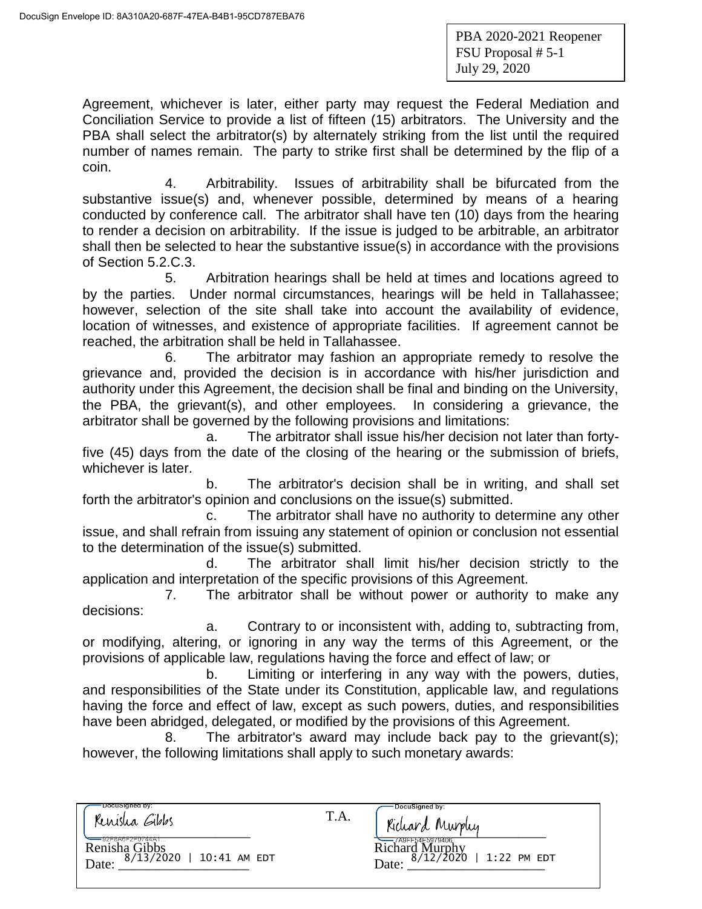Agreement, whichever is later, either party may request the Federal Mediation and Conciliation Service to provide a list of fifteen (15) arbitrators. The University and the PBA shall select the arbitrator(s) by alternately striking from the list until the required number of names remain. The party to strike first shall be determined by the flip of a coin.

4. Arbitrability. Issues of arbitrability shall be bifurcated from the substantive issue(s) and, whenever possible, determined by means of a hearing conducted by conference call. The arbitrator shall have ten (10) days from the hearing to render a decision on arbitrability. If the issue is judged to be arbitrable, an arbitrator shall then be selected to hear the substantive issue(s) in accordance with the provisions of Section 5.2.C.3.

5. Arbitration hearings shall be held at times and locations agreed to by the parties. Under normal circumstances, hearings will be held in Tallahassee; however, selection of the site shall take into account the availability of evidence, location of witnesses, and existence of appropriate facilities. If agreement cannot be reached, the arbitration shall be held in Tallahassee.

6. The arbitrator may fashion an appropriate remedy to resolve the grievance and, provided the decision is in accordance with his/her jurisdiction and authority under this Agreement, the decision shall be final and binding on the University, the PBA, the grievant(s), and other employees. In considering a grievance, the arbitrator shall be governed by the following provisions and limitations:

a. The arbitrator shall issue his/her decision not later than forty-five (45) days from the date of the closing of the hearing or the submission of briefs, whichever is later.

b. The arbitrator's decision shall be in writing, and shall set forth the arbitrator's opinion and conclusions on the issue(s) submitted.

c. The arbitrator shall have no authority to determine any other issue, and shall refrain from issuing any statement of opinion or conclusion not essential to the determination of the issue(s) submitted.

d. The arbitrator shall limit his/her decision strictly to the application and interpretation of the specific provisions of this Agreement.

7. The arbitrator shall be without power or authority to make any decisions:

a. Contrary to or inconsistent with, adding to, subtracting from, or modifying, altering, or ignoring in any way the terms of this Agreement, or the provisions of applicable law, regulations having the force and effect of law; or

b. Limiting or interfering in any way with the powers, duties, and responsibilities of the State under its Constitution, applicable law, and regulations having the force and effect of law, except as such powers, duties, and responsibilities have been abridged, delegated, or modified by the provisions of this Agreement.

8. The arbitrator's award may include back pay to the grievant(s); however, the following limitations shall apply to such monetary awards:

| Renisha Gibbs | T.A. | Richard Murphy |
|---|---|---|
| Date: 8/13/2020 \| 10:41 AM EDT | | Date: 8/12/2020 \| 1:22 PM EDT |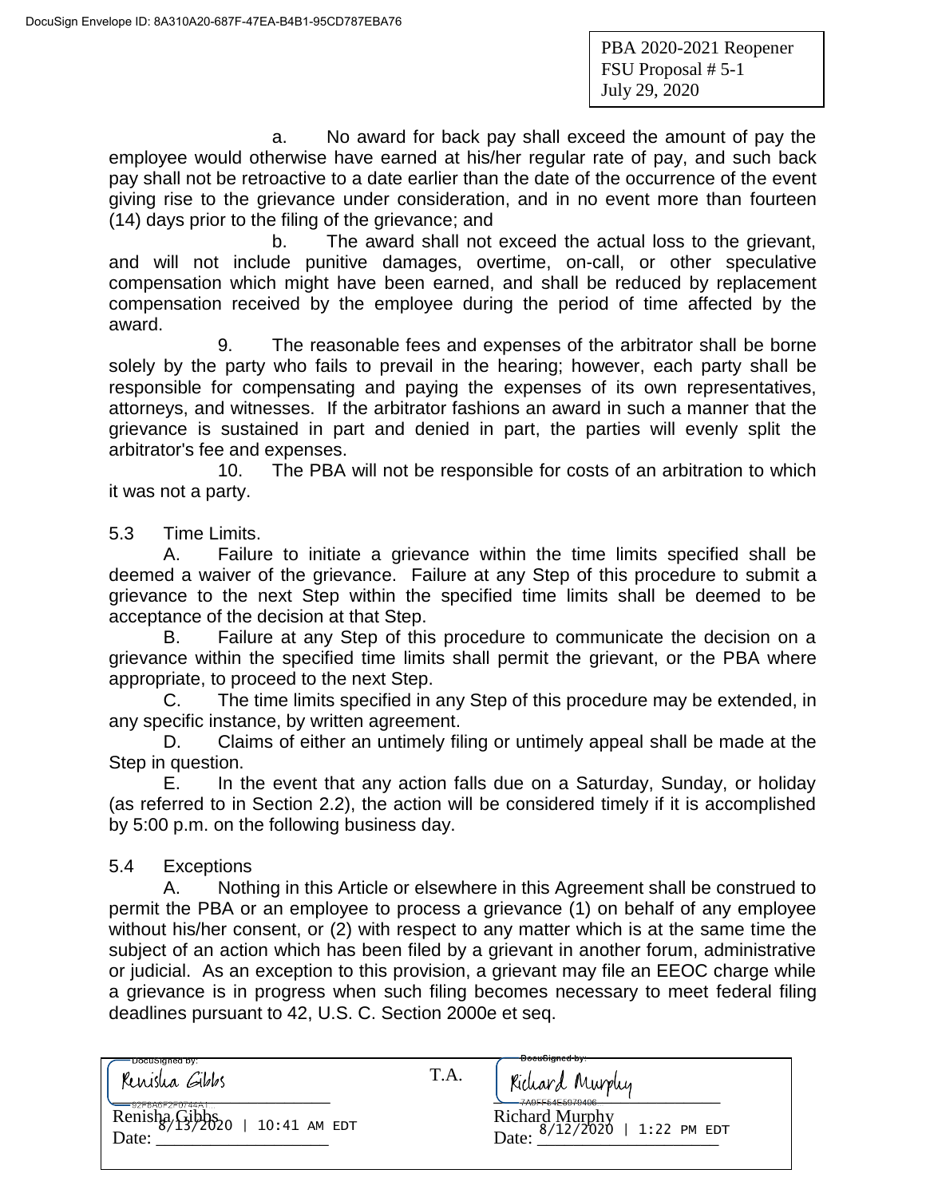PBA 2020-2021 Reopener
FSU Proposal # 5-1
July 29, 2020

a. No award for back pay shall exceed the amount of pay the employee would otherwise have earned at his/her regular rate of pay, and such back pay shall not be retroactive to a date earlier than the date of the occurrence of the event giving rise to the grievance under consideration, and in no event more than fourteen (14) days prior to the filing of the grievance; and

b. The award shall not exceed the actual loss to the grievant, and will not include punitive damages, overtime, on-call, or other speculative compensation which might have been earned, and shall be reduced by replacement compensation received by the employee during the period of time affected by the award.

9. The reasonable fees and expenses of the arbitrator shall be borne solely by the party who fails to prevail in the hearing; however, each party shall be responsible for compensating and paying the expenses of its own representatives, attorneys, and witnesses. If the arbitrator fashions an award in such a manner that the grievance is sustained in part and denied in part, the parties will evenly split the arbitrator's fee and expenses.

10. The PBA will not be responsible for costs of an arbitration to which it was not a party.

5.3 Time Limits.

A. Failure to initiate a grievance within the time limits specified shall be deemed a waiver of the grievance. Failure at any Step of this procedure to submit a grievance to the next Step within the specified time limits shall be deemed to be acceptance of the decision at that Step.

B. Failure at any Step of this procedure to communicate the decision on a grievance within the specified time limits shall permit the grievant, or the PBA where appropriate, to proceed to the next Step.

C. The time limits specified in any Step of this procedure may be extended, in any specific instance, by written agreement.

D. Claims of either an untimely filing or untimely appeal shall be made at the Step in question.

E. In the event that any action falls due on a Saturday, Sunday, or holiday (as referred to in Section 2.2), the action will be considered timely if it is accomplished by 5:00 p.m. on the following business day.

5.4 Exceptions

A. Nothing in this Article or elsewhere in this Agreement shall be construed to permit the PBA or an employee to process a grievance (1) on behalf of any employee without his/her consent, or (2) with respect to any matter which is at the same time the subject of an action which has been filed by a grievant in another forum, administrative or judicial. As an exception to this provision, a grievant may file an EEOC charge while a grievance is in progress when such filing becomes necessary to meet federal filing deadlines pursuant to 42, U.S. C. Section 2000e et seq.

| | T.A. | |
|---|---|---|
| Renisha Gibbs<br>Renisha Gibbs<br>Date: 8/13/2020 \| 10:41 AM EDT | | Richard Murphy<br>Richard Murphy<br>Date: 8/12/2020 \| 1:22 PM EDT |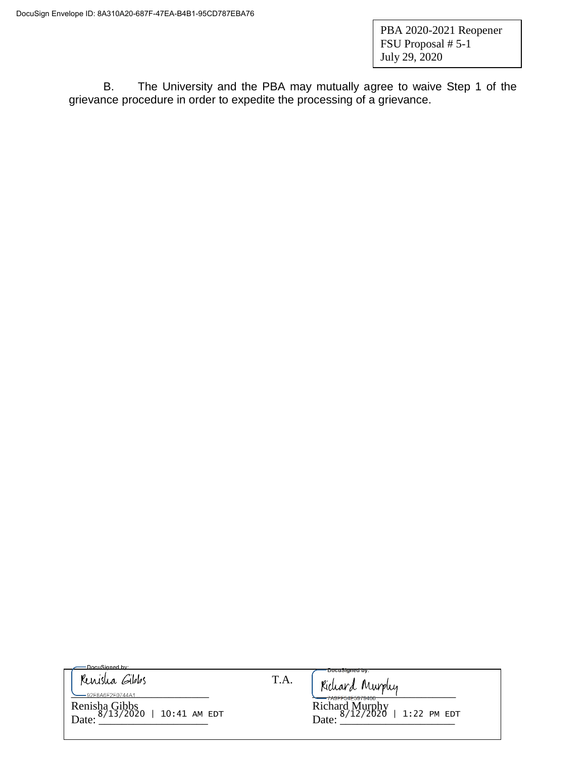PBA 2020-2021 Reopener
FSU Proposal # 5-1
July 29, 2020

B. The University and the PBA may mutually agree to waive Step 1 of the grievance procedure in order to expedite the processing of a grievance.

| DocuSigned by: Renisha Gibbs | T.A. | DocuSigned by: Richard Murphy |
|---|---|---|
| 92F8A6F2F0744A1 | | 7A9FF54E5979406 |
| Renisha Gibbs | | Richard Murphy |
| Date: 8/13/2020 \| 10:41 AM EDT | | Date: 8/12/2020 \| 1:22 PM EDT |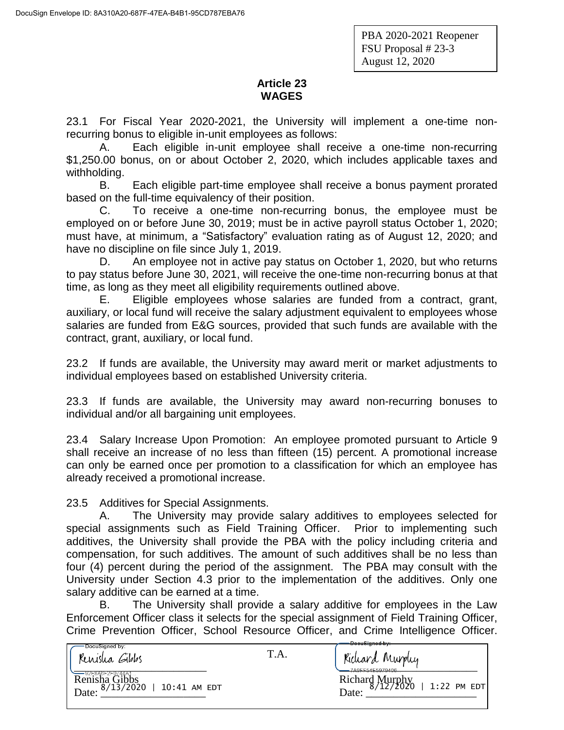PBA 2020-2021 Reopener
FSU Proposal # 23-3
August 12, 2020

# Article 23
# WAGES

23.1 For Fiscal Year 2020-2021, the University will implement a one-time non-recurring bonus to eligible in-unit employees as follows:

A. Each eligible in-unit employee shall receive a one-time non-recurring $1,250.00 bonus, on or about October 2, 2020, which includes applicable taxes and withholding.

B. Each eligible part-time employee shall receive a bonus payment prorated based on the full-time equivalency of their position.

C. To receive a one-time non-recurring bonus, the employee must be employed on or before June 30, 2019; must be in active payroll status October 1, 2020; must have, at minimum, a "Satisfactory" evaluation rating as of August 12, 2020; and have no discipline on file since July 1, 2019.

D. An employee not in active pay status on October 1, 2020, but who returns to pay status before June 30, 2021, will receive the one-time non-recurring bonus at that time, as long as they meet all eligibility requirements outlined above.

E. Eligible employees whose salaries are funded from a contract, grant, auxiliary, or local fund will receive the salary adjustment equivalent to employees whose salaries are funded from E&G sources, provided that such funds are available with the contract, grant, auxiliary, or local fund.

23.2 If funds are available, the University may award merit or market adjustments to individual employees based on established University criteria.

23.3 If funds are available, the University may award non-recurring bonuses to individual and/or all bargaining unit employees.

23.4 Salary Increase Upon Promotion: An employee promoted pursuant to Article 9 shall receive an increase of no less than fifteen (15) percent. A promotional increase can only be earned once per promotion to a classification for which an employee has already received a promotional increase.

23.5 Additives for Special Assignments.

A. The University may provide salary additives to employees selected for special assignments such as Field Training Officer. Prior to implementing such additives, the University shall provide the PBA with the policy including criteria and compensation, for such additives. The amount of such additives shall be no less than four (4) percent during the period of the assignment. The PBA may consult with the University under Section 4.3 prior to the implementation of the additives. Only one salary additive can be earned at a time.

B. The University shall provide a salary additive for employees in the Law Enforcement Officer class it selects for the special assignment of Field Training Officer, Crime Prevention Officer, School Resource Officer, and Crime Intelligence Officer.

| DocuSigned by: Renisha Gibbs | T.A. | DocuSigned by: Richard Murphy |
|---|---|---|
| Renisha Gibbs<br>Date: 8/13/2020 \| 10:41 AM EDT | | Richard Murphy<br>Date: 8/12/2020 \| 1:22 PM EDT |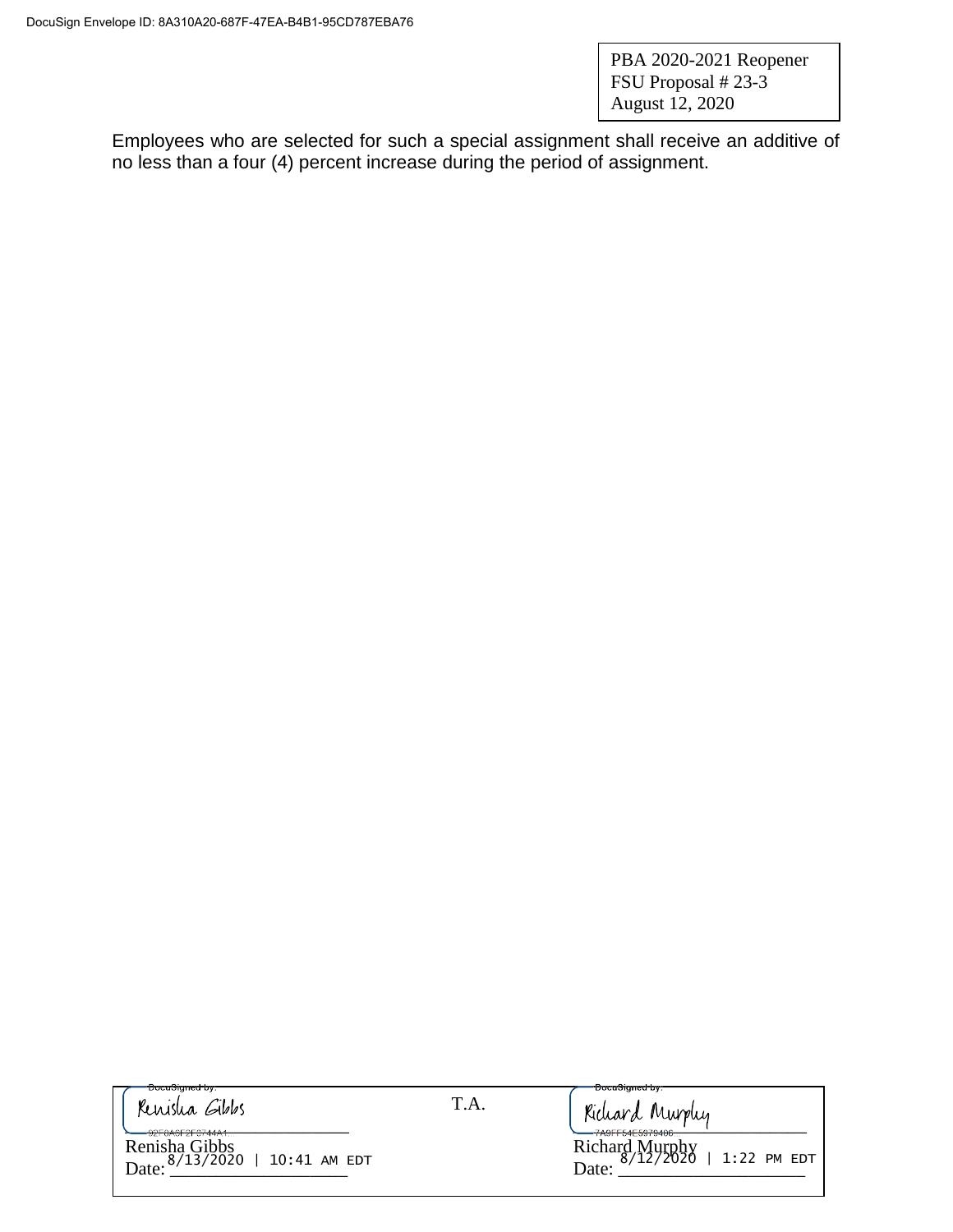PBA 2020-2021 Reopener
FSU Proposal # 23-3
August 12, 2020

Employees who are selected for such a special assignment shall receive an additive of no less than a four (4) percent increase during the period of assignment.

| DocuSigned by: Renisha Gibbs | T.A. | DocuSigned by: Richard Murphy |
|---|---|---|
| Renisha Gibbs | | Richard Murphy |
| Date: 8/13/2020 \| 10:41 AM EDT | | Date: 8/12/2020 \| 1:22 PM EDT |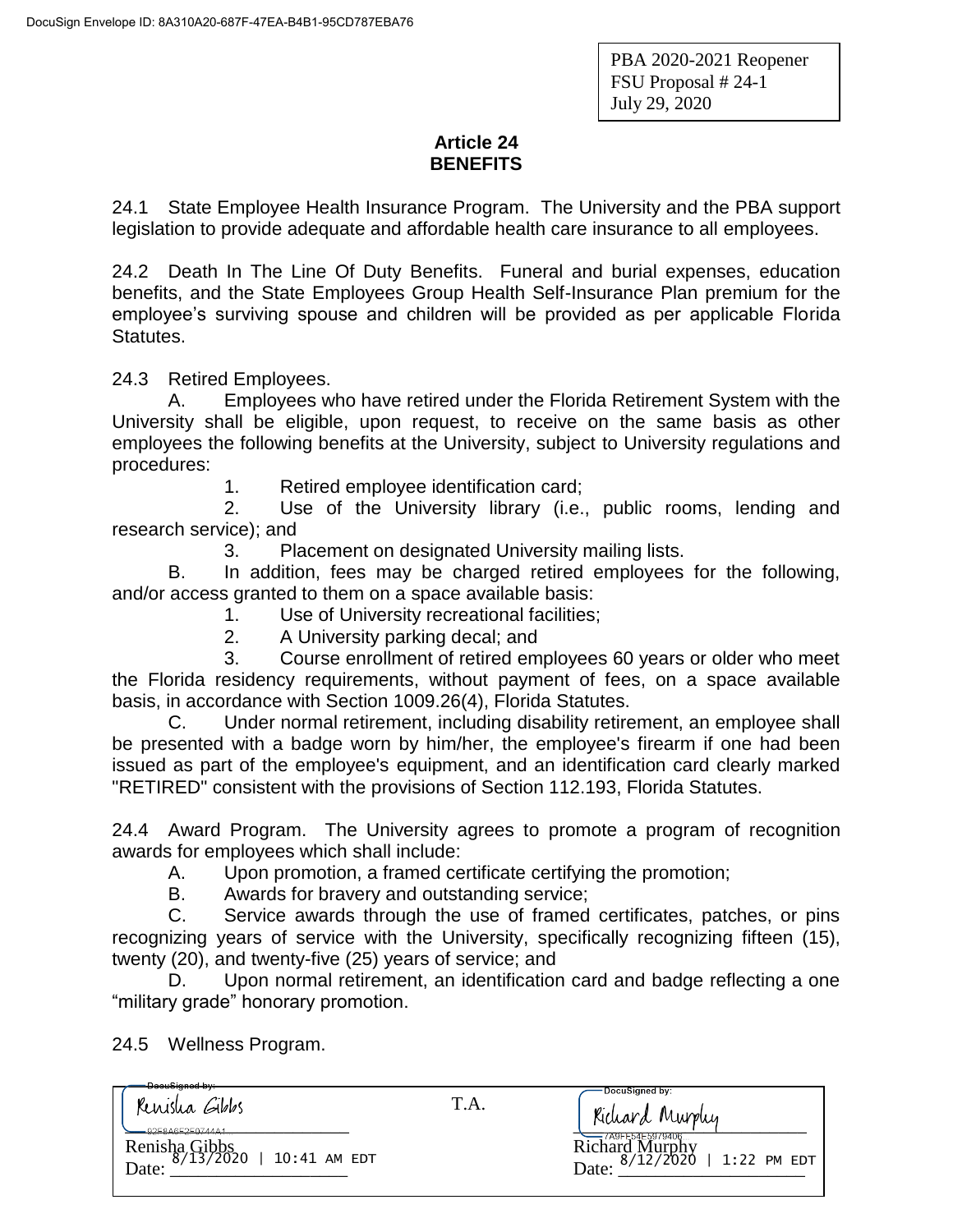PBA 2020-2021 Reopener
FSU Proposal # 24-1
July 29, 2020

## Article 24
## BENEFITS

24.1 State Employee Health Insurance Program. The University and the PBA support legislation to provide adequate and affordable health care insurance to all employees.

24.2 Death In The Line Of Duty Benefits. Funeral and burial expenses, education benefits, and the State Employees Group Health Self-Insurance Plan premium for the employee's surviving spouse and children will be provided as per applicable Florida Statutes.

24.3 Retired Employees.

A. Employees who have retired under the Florida Retirement System with the University shall be eligible, upon request, to receive on the same basis as other employees the following benefits at the University, subject to University regulations and procedures:

1. Retired employee identification card;
2. Use of the University library (i.e., public rooms, lending and research service); and
3. Placement on designated University mailing lists.

B. In addition, fees may be charged retired employees for the following, and/or access granted to them on a space available basis:

1. Use of University recreational facilities;
2. A University parking decal; and
3. Course enrollment of retired employees 60 years or older who meet the Florida residency requirements, without payment of fees, on a space available basis, in accordance with Section 1009.26(4), Florida Statutes.

C. Under normal retirement, including disability retirement, an employee shall be presented with a badge worn by him/her, the employee's firearm if one had been issued as part of the employee's equipment, and an identification card clearly marked "RETIRED" consistent with the provisions of Section 112.193, Florida Statutes.

24.4 Award Program. The University agrees to promote a program of recognition awards for employees which shall include:

A. Upon promotion, a framed certificate certifying the promotion;

B. Awards for bravery and outstanding service;

C. Service awards through the use of framed certificates, patches, or pins recognizing years of service with the University, specifically recognizing fifteen (15), twenty (20), and twenty-five (25) years of service; and

D. Upon normal retirement, an identification card and badge reflecting a one "military grade" honorary promotion.

24.5 Wellness Program.

| DocuSigned by: Renisha Gibbs | T.A. | DocuSigned by: Richard Murphy |
|---|---|---|
| Renisha Gibbs | | Richard Murphy |
| Date: 8/13/2020 \| 10:41 AM EDT | | Date: 8/12/2020 \| 1:22 PM EDT |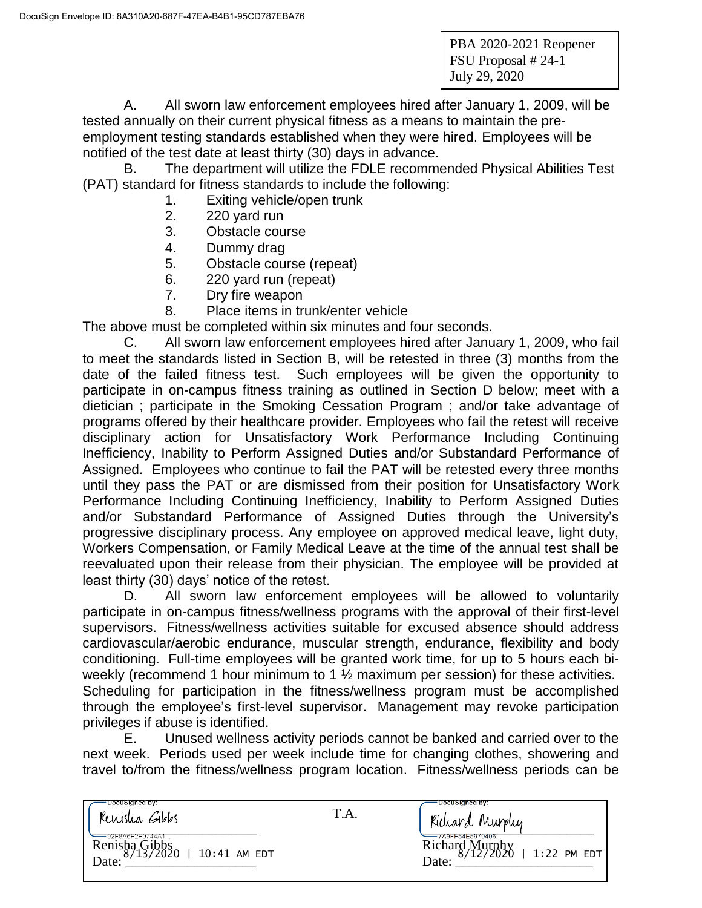PBA 2020-2021 Reopener
FSU Proposal # 24-1
July 29, 2020

A. All sworn law enforcement employees hired after January 1, 2009, will be tested annually on their current physical fitness as a means to maintain the pre-employment testing standards established when they were hired. Employees will be notified of the test date at least thirty (30) days in advance.

B. The department will utilize the FDLE recommended Physical Abilities Test (PAT) standard for fitness standards to include the following:

1. Exiting vehicle/open trunk
2. 220 yard run
3. Obstacle course
4. Dummy drag
5. Obstacle course (repeat)
6. 220 yard run (repeat)
7. Dry fire weapon
8. Place items in trunk/enter vehicle

The above must be completed within six minutes and four seconds.

C. All sworn law enforcement employees hired after January 1, 2009, who fail to meet the standards listed in Section B, will be retested in three (3) months from the date of the failed fitness test. Such employees will be given the opportunity to participate in on-campus fitness training as outlined in Section D below; meet with a dietician ; participate in the Smoking Cessation Program ; and/or take advantage of programs offered by their healthcare provider. Employees who fail the retest will receive disciplinary action for Unsatisfactory Work Performance Including Continuing Inefficiency, Inability to Perform Assigned Duties and/or Substandard Performance of Assigned. Employees who continue to fail the PAT will be retested every three months until they pass the PAT or are dismissed from their position for Unsatisfactory Work Performance Including Continuing Inefficiency, Inability to Perform Assigned Duties and/or Substandard Performance of Assigned Duties through the University's progressive disciplinary process. Any employee on approved medical leave, light duty, Workers Compensation, or Family Medical Leave at the time of the annual test shall be reevaluated upon their release from their physician. The employee will be provided at least thirty (30) days' notice of the retest.

D. All sworn law enforcement employees will be allowed to voluntarily participate in on-campus fitness/wellness programs with the approval of their first-level supervisors. Fitness/wellness activities suitable for excused absence should address cardiovascular/aerobic endurance, muscular strength, endurance, flexibility and body conditioning. Full-time employees will be granted work time, for up to 5 hours each bi-weekly (recommend 1 hour minimum to 1 ½ maximum per session) for these activities. Scheduling for participation in the fitness/wellness program must be accomplished through the employee's first-level supervisor. Management may revoke participation privileges if abuse is identified.

E. Unused wellness activity periods cannot be banked and carried over to the next week. Periods used per week include time for changing clothes, showering and travel to/from the fitness/wellness program location. Fitness/wellness periods can be

| DocuSigned by: Renisha Gibbs | T.A. | DocuSigned by: Richard Murphy |
|---|---|---|
| Renisha Gibbs | | Richard Murphy |
| Date: 8/13/2020 \| 10:41 AM EDT | | Date: 8/12/2020 \| 1:22 PM EDT |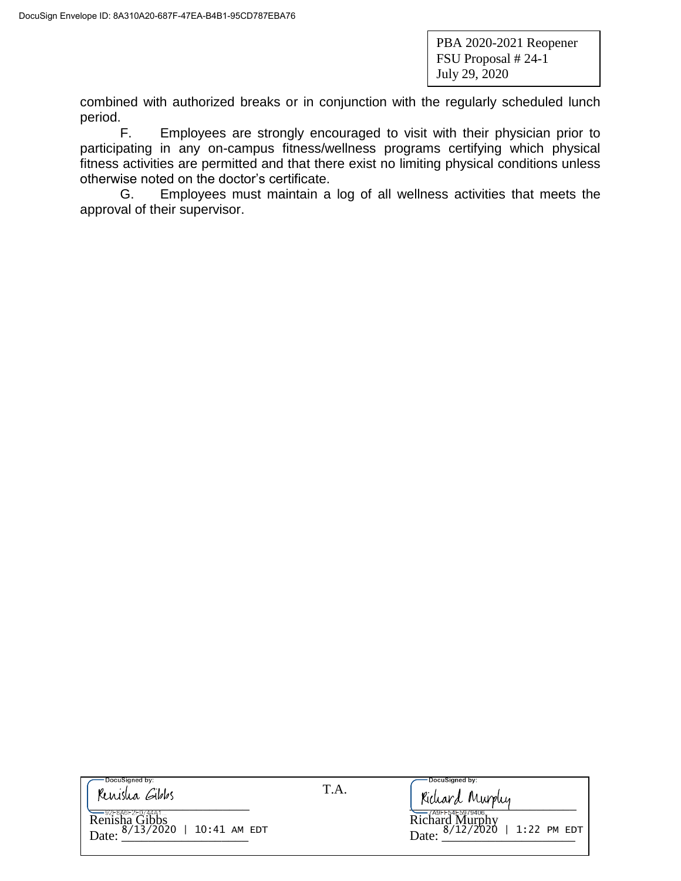PBA 2020-2021 Reopener
FSU Proposal # 24-1
July 29, 2020

combined with authorized breaks or in conjunction with the regularly scheduled lunch period.

F. Employees are strongly encouraged to visit with their physician prior to participating in any on-campus fitness/wellness programs certifying which physical fitness activities are permitted and that there exist no limiting physical conditions unless otherwise noted on the doctor's certificate.

G. Employees must maintain a log of all wellness activities that meets the approval of their supervisor.

| DocuSigned by: Renisha Gibbs | T.A. | DocuSigned by: Richard Murphy |
| --- | --- | --- |
| Renisha Gibbs | | Richard Murphy |
| Date: 8/13/2020 \| 10:41 AM EDT | | Date: 8/12/2020 \| 1:22 PM EDT |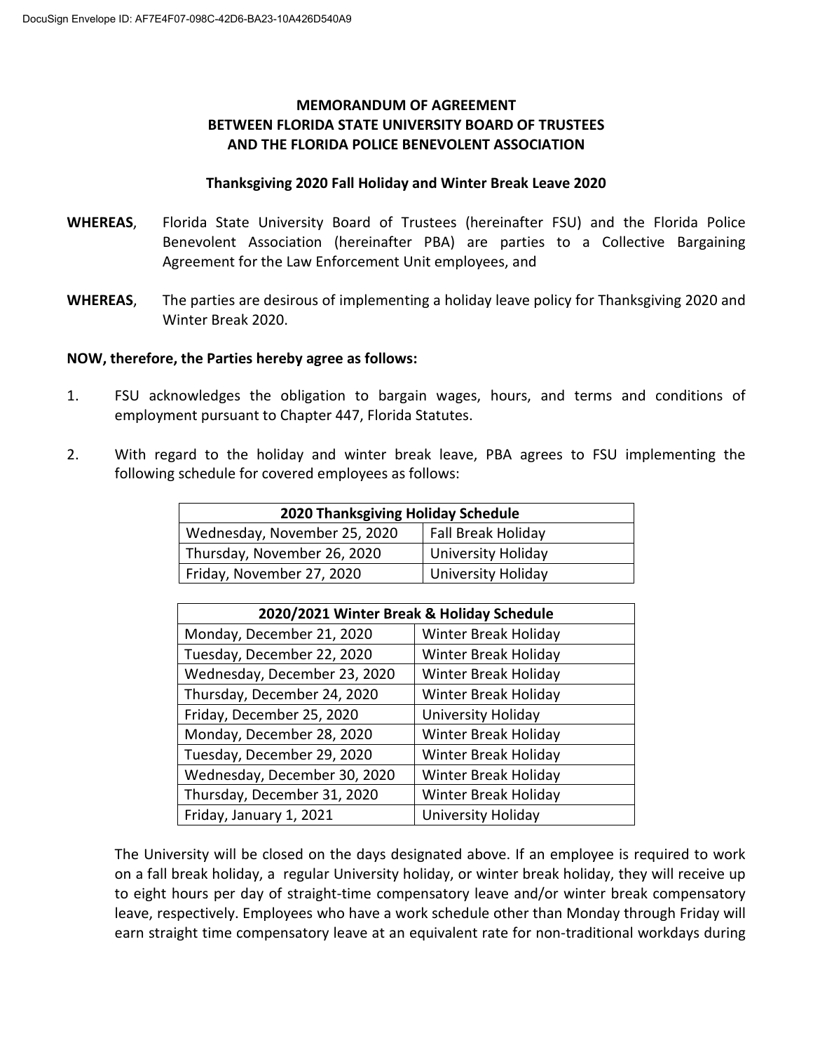**MEMORANDUM OF AGREEMENT**
**BETWEEN FLORIDA STATE UNIVERSITY BOARD OF TRUSTEES**
**AND THE FLORIDA POLICE BENEVOLENT ASSOCIATION**

**Thanksgiving 2020 Fall Holiday and Winter Break Leave 2020**

**WHEREAS**, Florida State University Board of Trustees (hereinafter FSU) and the Florida Police Benevolent Association (hereinafter PBA) are parties to a Collective Bargaining Agreement for the Law Enforcement Unit employees, and

**WHEREAS**, The parties are desirous of implementing a holiday leave policy for Thanksgiving 2020 and Winter Break 2020.

**NOW, therefore, the Parties hereby agree as follows:**

1. FSU acknowledges the obligation to bargain wages, hours, and terms and conditions of employment pursuant to Chapter 447, Florida Statutes.

2. With regard to the holiday and winter break leave, PBA agrees to FSU implementing the following schedule for covered employees as follows:

| 2020 Thanksgiving Holiday Schedule | |
|---|---|
| Wednesday, November 25, 2020 | Fall Break Holiday |
| Thursday, November 26, 2020 | University Holiday |
| Friday, November 27, 2020 | University Holiday |

| 2020/2021 Winter Break & Holiday Schedule | |
|---|---|
| Monday, December 21, 2020 | Winter Break Holiday |
| Tuesday, December 22, 2020 | Winter Break Holiday |
| Wednesday, December 23, 2020 | Winter Break Holiday |
| Thursday, December 24, 2020 | Winter Break Holiday |
| Friday, December 25, 2020 | University Holiday |
| Monday, December 28, 2020 | Winter Break Holiday |
| Tuesday, December 29, 2020 | Winter Break Holiday |
| Wednesday, December 30, 2020 | Winter Break Holiday |
| Thursday, December 31, 2020 | Winter Break Holiday |
| Friday, January 1, 2021 | University Holiday |

The University will be closed on the days designated above. If an employee is required to work on a fall break holiday, a regular University holiday, or winter break holiday, they will receive up to eight hours per day of straight-time compensatory leave and/or winter break compensatory leave, respectively. Employees who have a work schedule other than Monday through Friday will earn straight time compensatory leave at an equivalent rate for non-traditional workdays during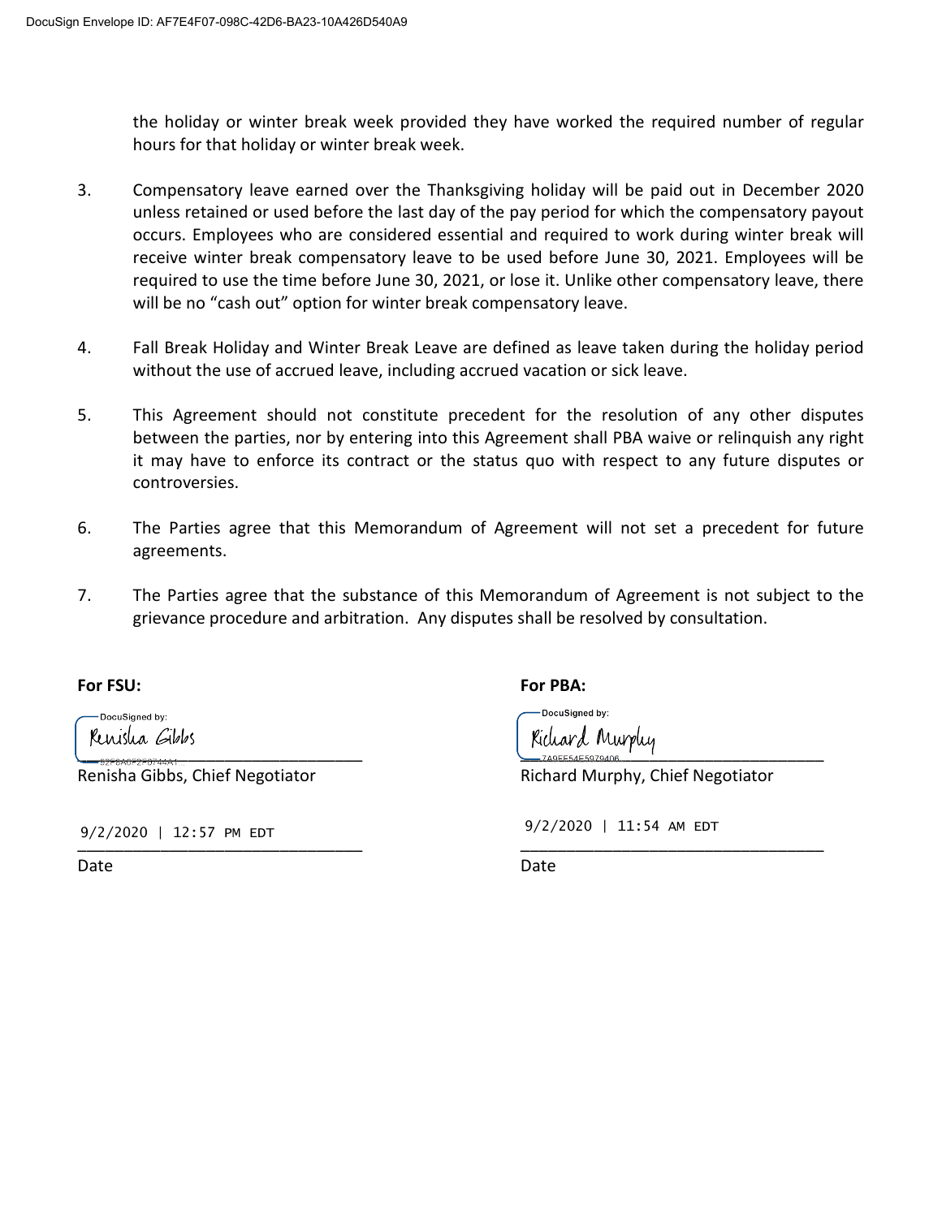the holiday or winter break week provided they have worked the required number of regular hours for that holiday or winter break week.

3. Compensatory leave earned over the Thanksgiving holiday will be paid out in December 2020 unless retained or used before the last day of the pay period for which the compensatory payout occurs. Employees who are considered essential and required to work during winter break will receive winter break compensatory leave to be used before June 30, 2021. Employees will be required to use the time before June 30, 2021, or lose it. Unlike other compensatory leave, there will be no "cash out" option for winter break compensatory leave.

4. Fall Break Holiday and Winter Break Leave are defined as leave taken during the holiday period without the use of accrued leave, including accrued vacation or sick leave.

5. This Agreement should not constitute precedent for the resolution of any other disputes between the parties, nor by entering into this Agreement shall PBA waive or relinquish any right it may have to enforce its contract or the status quo with respect to any future disputes or controversies.

6. The Parties agree that this Memorandum of Agreement will not set a precedent for future agreements.

7. The Parties agree that the substance of this Memorandum of Agreement is not subject to the grievance procedure and arbitration. Any disputes shall be resolved by consultation.

**For FSU:**

DocuSigned by: Renisha Gibbs

Renisha Gibbs, Chief Negotiator

9/2/2020 | 12:57 PM EDT

Date

**For PBA:**

DocuSigned by: Richard Murphy

Richard Murphy, Chief Negotiator

9/2/2020 | 11:54 AM EDT

Date